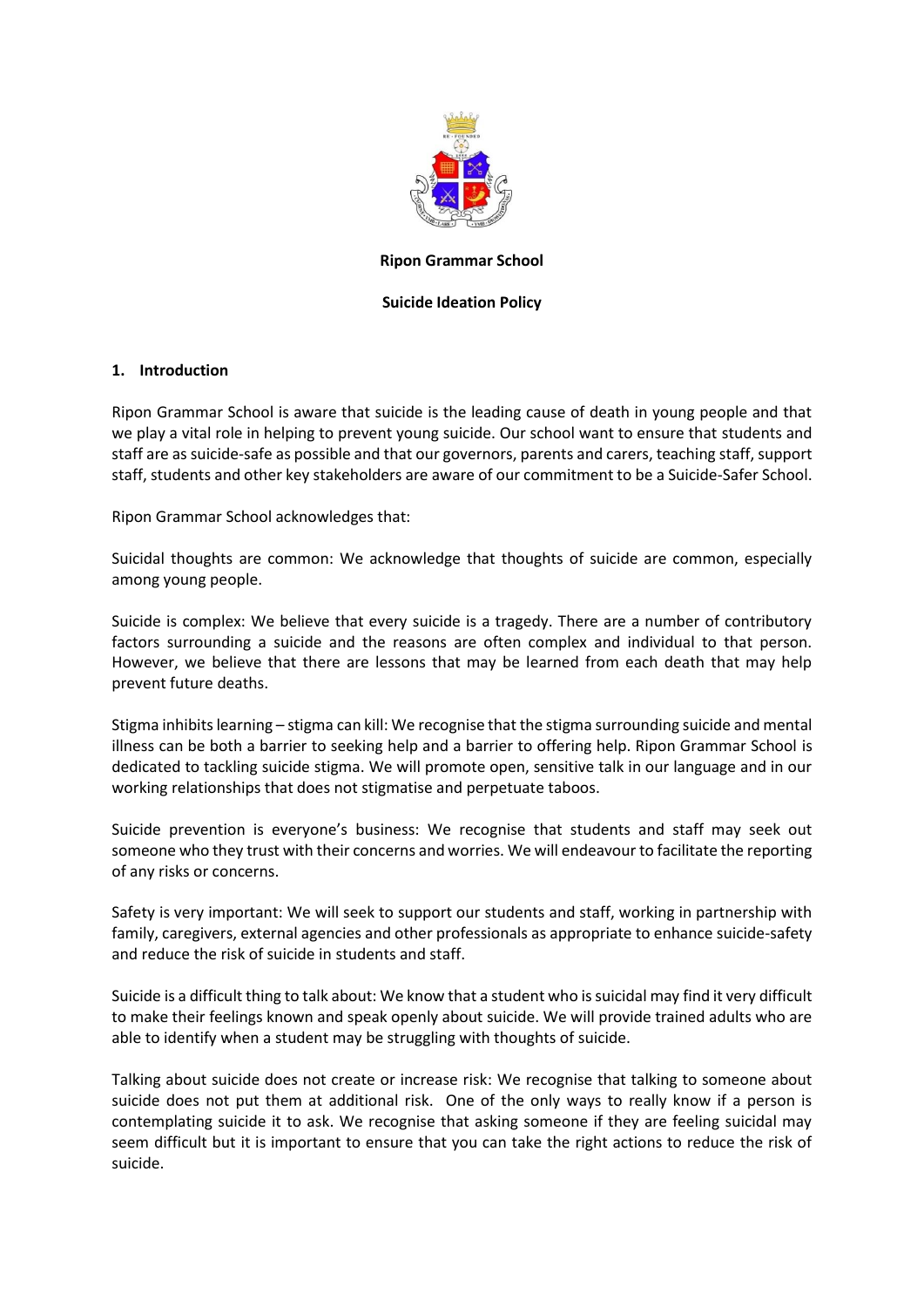**Ripon Grammar School**

**Suicide Ideation Policy**

## 1. Introduction

Ripon Grammar School is aware that suicide is the leading cause of death in young people and that we play a vital role in helping to prevent young suicide. Our school want to ensure that students and staff are as suicide-safe as possible and that our governors, parents and carers, teaching staff, support staff, students and other key stakeholders are aware of our commitment to be a Suicide-Safer School.

Ripon Grammar School acknowledges that:

Suicidal thoughts are common: We acknowledge that thoughts of suicide are common, especially among young people.

Suicide is complex: We believe that every suicide is a tragedy. There are a number of contributory factors surrounding a suicide and the reasons are often complex and individual to that person. However, we believe that there are lessons that may be learned from each death that may help prevent future deaths.

Stigma inhibits learning – stigma can kill: We recognise that the stigma surrounding suicide and mental illness can be both a barrier to seeking help and a barrier to offering help. Ripon Grammar School is dedicated to tackling suicide stigma. We will promote open, sensitive talk in our language and in our working relationships that does not stigmatise and perpetuate taboos.

Suicide prevention is everyone's business: We recognise that students and staff may seek out someone who they trust with their concerns and worries. We will endeavour to facilitate the reporting of any risks or concerns.

Safety is very important: We will seek to support our students and staff, working in partnership with family, caregivers, external agencies and other professionals as appropriate to enhance suicide-safety and reduce the risk of suicide in students and staff.

Suicide is a difficult thing to talk about: We know that a student who is suicidal may find it very difficult to make their feelings known and speak openly about suicide. We will provide trained adults who are able to identify when a student may be struggling with thoughts of suicide.

Talking about suicide does not create or increase risk: We recognise that talking to someone about suicide does not put them at additional risk. One of the only ways to really know if a person is contemplating suicide it to ask. We recognise that asking someone if they are feeling suicidal may seem difficult but it is important to ensure that you can take the right actions to reduce the risk of suicide.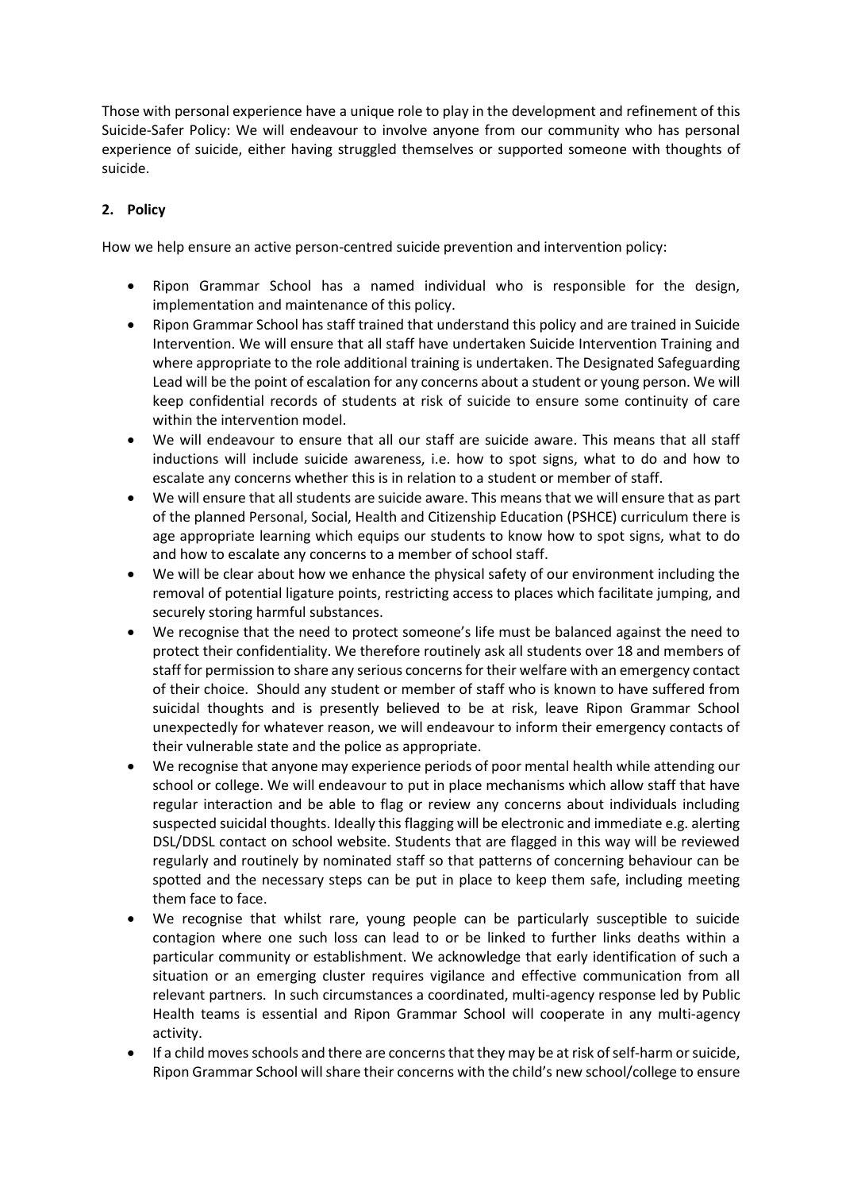Those with personal experience have a unique role to play in the development and refinement of this Suicide-Safer Policy: We will endeavour to involve anyone from our community who has personal experience of suicide, either having struggled themselves or supported someone with thoughts of suicide.

## 2. Policy

How we help ensure an active person-centred suicide prevention and intervention policy:

- Ripon Grammar School has a named individual who is responsible for the design, implementation and maintenance of this policy.
- Ripon Grammar School has staff trained that understand this policy and are trained in Suicide Intervention. We will ensure that all staff have undertaken Suicide Intervention Training and where appropriate to the role additional training is undertaken. The Designated Safeguarding Lead will be the point of escalation for any concerns about a student or young person. We will keep confidential records of students at risk of suicide to ensure some continuity of care within the intervention model.
- We will endeavour to ensure that all our staff are suicide aware. This means that all staff inductions will include suicide awareness, i.e. how to spot signs, what to do and how to escalate any concerns whether this is in relation to a student or member of staff.
- We will ensure that all students are suicide aware. This means that we will ensure that as part of the planned Personal, Social, Health and Citizenship Education (PSHCE) curriculum there is age appropriate learning which equips our students to know how to spot signs, what to do and how to escalate any concerns to a member of school staff.
- We will be clear about how we enhance the physical safety of our environment including the removal of potential ligature points, restricting access to places which facilitate jumping, and securely storing harmful substances.
- We recognise that the need to protect someone's life must be balanced against the need to protect their confidentiality. We therefore routinely ask all students over 18 and members of staff for permission to share any serious concerns for their welfare with an emergency contact of their choice. Should any student or member of staff who is known to have suffered from suicidal thoughts and is presently believed to be at risk, leave Ripon Grammar School unexpectedly for whatever reason, we will endeavour to inform their emergency contacts of their vulnerable state and the police as appropriate.
- We recognise that anyone may experience periods of poor mental health while attending our school or college. We will endeavour to put in place mechanisms which allow staff that have regular interaction and be able to flag or review any concerns about individuals including suspected suicidal thoughts. Ideally this flagging will be electronic and immediate e.g. alerting DSL/DDSL contact on school website. Students that are flagged in this way will be reviewed regularly and routinely by nominated staff so that patterns of concerning behaviour can be spotted and the necessary steps can be put in place to keep them safe, including meeting them face to face.
- We recognise that whilst rare, young people can be particularly susceptible to suicide contagion where one such loss can lead to or be linked to further links deaths within a particular community or establishment. We acknowledge that early identification of such a situation or an emerging cluster requires vigilance and effective communication from all relevant partners. In such circumstances a coordinated, multi-agency response led by Public Health teams is essential and Ripon Grammar School will cooperate in any multi-agency activity.
- If a child moves schools and there are concerns that they may be at risk of self-harm or suicide, Ripon Grammar School will share their concerns with the child's new school/college to ensure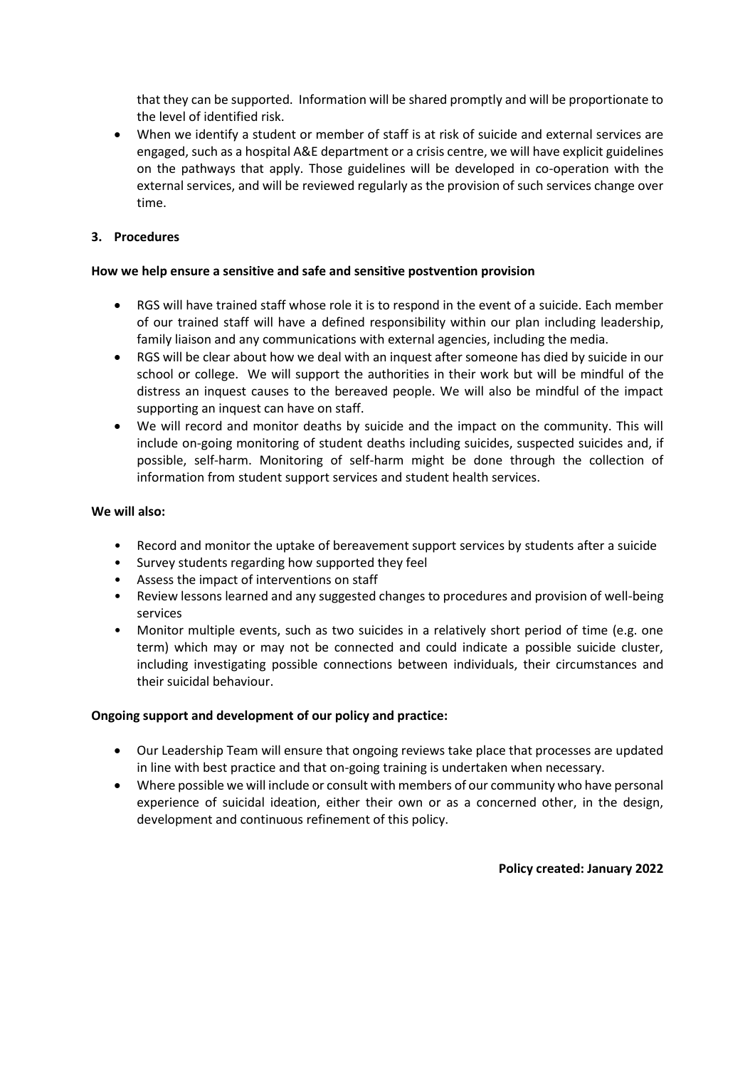that they can be supported. Information will be shared promptly and will be proportionate to the level of identified risk.

- When we identify a student or member of staff is at risk of suicide and external services are engaged, such as a hospital A&E department or a crisis centre, we will have explicit guidelines on the pathways that apply. Those guidelines will be developed in co-operation with the external services, and will be reviewed regularly as the provision of such services change over time.

## 3. Procedures

**How we help ensure a sensitive and safe and sensitive postvention provision**

- RGS will have trained staff whose role it is to respond in the event of a suicide. Each member of our trained staff will have a defined responsibility within our plan including leadership, family liaison and any communications with external agencies, including the media.
- RGS will be clear about how we deal with an inquest after someone has died by suicide in our school or college. We will support the authorities in their work but will be mindful of the distress an inquest causes to the bereaved people. We will also be mindful of the impact supporting an inquest can have on staff.
- We will record and monitor deaths by suicide and the impact on the community. This will include on-going monitoring of student deaths including suicides, suspected suicides and, if possible, self-harm. Monitoring of self-harm might be done through the collection of information from student support services and student health services.

**We will also:**

- Record and monitor the uptake of bereavement support services by students after a suicide
- Survey students regarding how supported they feel
- Assess the impact of interventions on staff
- Review lessons learned and any suggested changes to procedures and provision of well-being services
- Monitor multiple events, such as two suicides in a relatively short period of time (e.g. one term) which may or may not be connected and could indicate a possible suicide cluster, including investigating possible connections between individuals, their circumstances and their suicidal behaviour.

**Ongoing support and development of our policy and practice:**

- Our Leadership Team will ensure that ongoing reviews take place that processes are updated in line with best practice and that on-going training is undertaken when necessary.
- Where possible we will include or consult with members of our community who have personal experience of suicidal ideation, either their own or as a concerned other, in the design, development and continuous refinement of this policy.

**Policy created: January 2022**